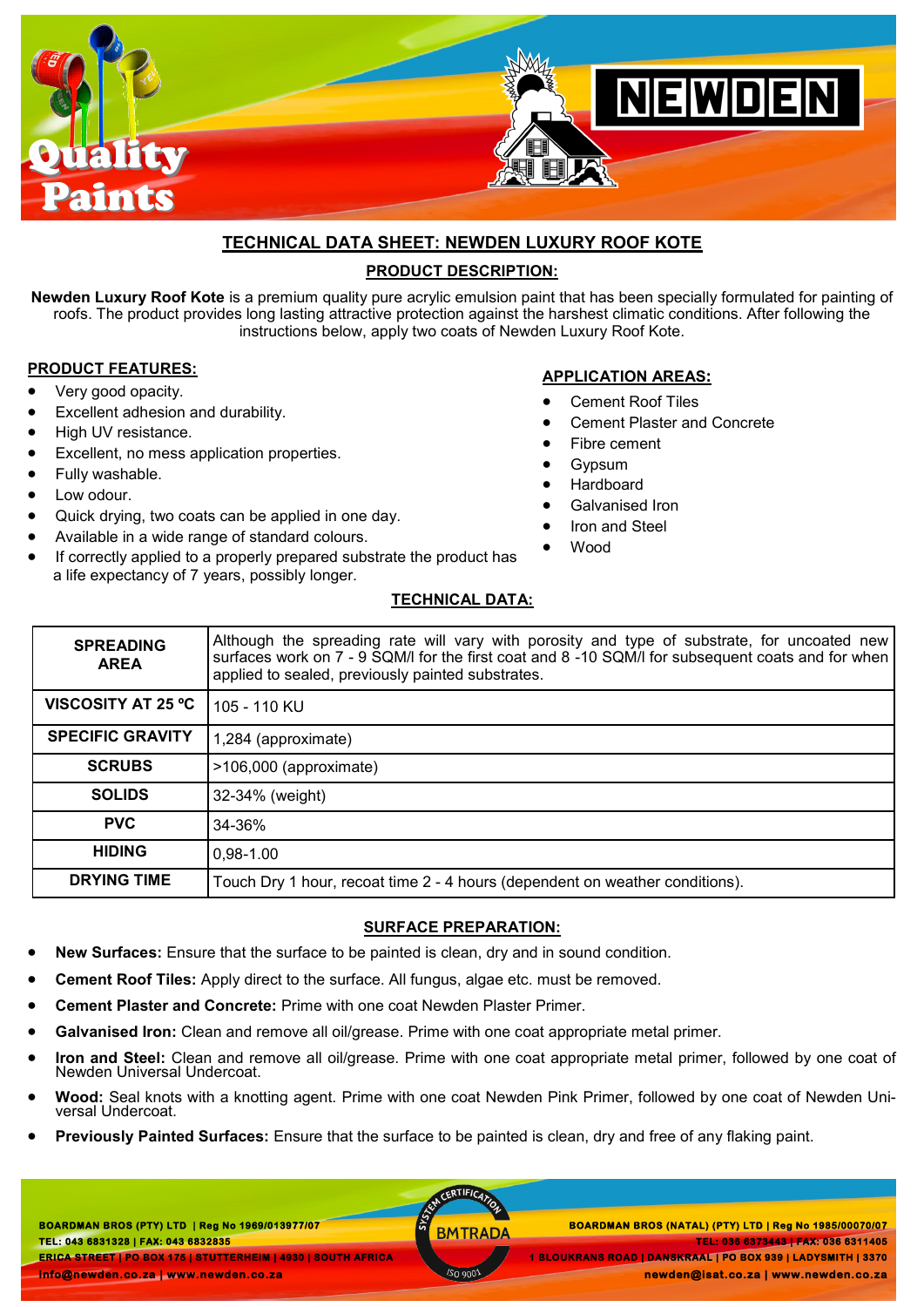# TECHNICAL DATA SHEET: NEWDEN LUXURY ROOF KOTE

## PRODUCT DESCRIPTION:

**Newden Luxury Roof Kote** is a premium quality pure acrylic emulsion paint that has been specially formulated for painting of roofs. The product provides long lasting attractive protection against the harshest climatic conditions. After following the instructions below, apply two coats of Newden Luxury Roof Kote.

## PRODUCT FEATURES:

- Very good opacity.
- Excellent adhesion and durability.
- High UV resistance.
- Excellent, no mess application properties.
- Fully washable.
- Low odour.
- Quick drying, two coats can be applied in one day.
- Available in a wide range of standard colours.
- If correctly applied to a properly prepared substrate the product has a life expectancy of 7 years, possibly longer.

## APPLICATION AREAS:

- Cement Roof Tiles
- Cement Plaster and Concrete
- Fibre cement
- Gypsum
- Hardboard
- Galvanised Iron
- Iron and Steel
- Wood

## TECHNICAL DATA:

| | |
|---|---|
| **SPREADING AREA** | Although the spreading rate will vary with porosity and type of substrate, for uncoated new surfaces work on 7 - 9 SQM/l for the first coat and 8 -10 SQM/l for subsequent coats and for when applied to sealed, previously painted substrates. |
| **VISCOSITY AT 25 ºC** | 105 - 110 KU |
| **SPECIFIC GRAVITY** | 1,284 (approximate) |
| **SCRUBS** | >106,000 (approximate) |
| **SOLIDS** | 32-34% (weight) |
| **PVC** | 34-36% |
| **HIDING** | 0,98-1.00 |
| **DRYING TIME** | Touch Dry 1 hour, recoat time 2 - 4 hours (dependent on weather conditions). |

## SURFACE PREPARATION:

- **New Surfaces:** Ensure that the surface to be painted is clean, dry and in sound condition.
- **Cement Roof Tiles:** Apply direct to the surface. All fungus, algae etc. must be removed.
- **Cement Plaster and Concrete:** Prime with one coat Newden Plaster Primer.
- **Galvanised Iron:** Clean and remove all oil/grease. Prime with one coat appropriate metal primer.
- **Iron and Steel:** Clean and remove all oil/grease. Prime with one coat appropriate metal primer, followed by one coat of Newden Universal Undercoat.
- **Wood:** Seal knots with a knotting agent. Prime with one coat Newden Pink Primer, followed by one coat of Newden Universal Undercoat.
- **Previously Painted Surfaces:** Ensure that the surface to be painted is clean, dry and free of any flaking paint.

BOARDMAN BROS (PTY) LTD | Reg No 1969/013977/07
TEL: 043 6831328 | FAX: 043 6832835
ERICA STREET | PO BOX 175 | STUTTERHEIM | 4930 | SOUTH AFRICA
info@newden.co.za | www.newden.co.za

BOARDMAN BROS (NATAL) (PTY) LTD | Reg No 1985/00070/07
TEL: 036 6373443 | FAX: 036 6311405
1 BLOUKRANS ROAD | DANSKRAAL | PO BOX 939 | LADYSMITH | 3370
newden@isat.co.za | www.newden.co.za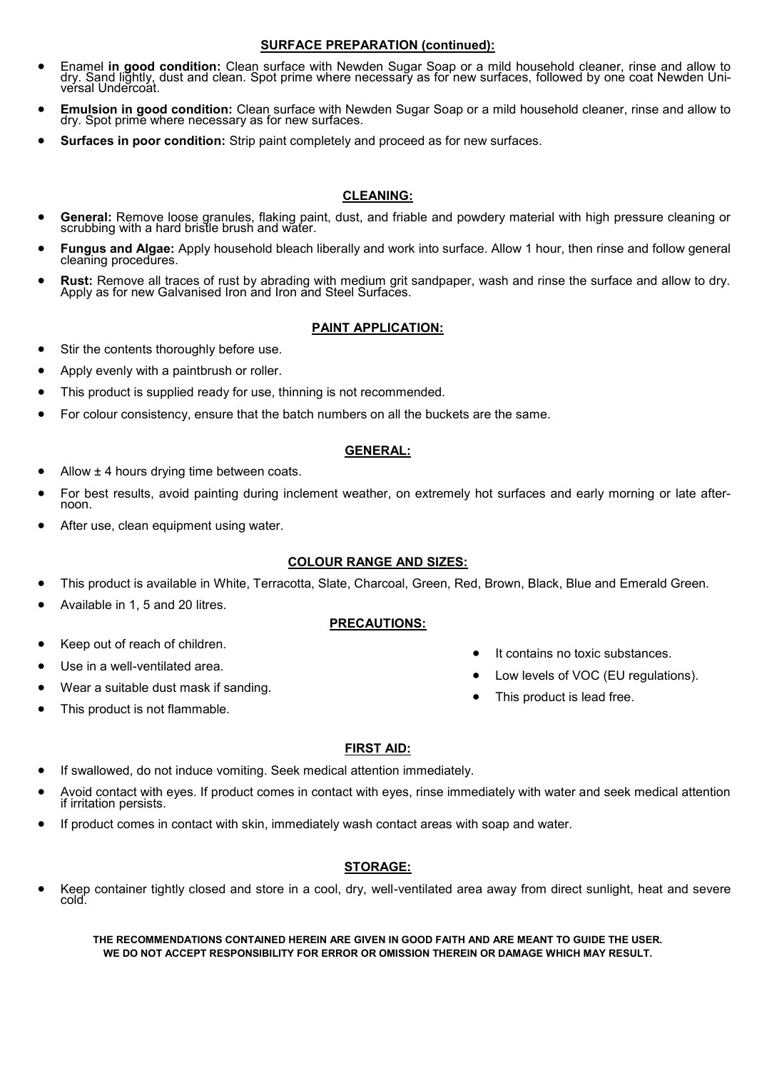## SURFACE PREPARATION (continued):

- Enamel **in good condition:** Clean surface with Newden Sugar Soap or a mild household cleaner, rinse and allow to dry. Sand lightly, dust and clean. Spot prime where necessary as for new surfaces, followed by one coat Newden Universal Undercoat.
- **Emulsion in good condition:** Clean surface with Newden Sugar Soap or a mild household cleaner, rinse and allow to dry. Spot prime where necessary as for new surfaces.
- **Surfaces in poor condition:** Strip paint completely and proceed as for new surfaces.

## CLEANING:

- **General:** Remove loose granules, flaking paint, dust, and friable and powdery material with high pressure cleaning or scrubbing with a hard bristle brush and water.
- **Fungus and Algae:** Apply household bleach liberally and work into surface. Allow 1 hour, then rinse and follow general cleaning procedures.
- **Rust:** Remove all traces of rust by abrading with medium grit sandpaper, wash and rinse the surface and allow to dry. Apply as for new Galvanised Iron and Iron and Steel Surfaces.

## PAINT APPLICATION:

- Stir the contents thoroughly before use.
- Apply evenly with a paintbrush or roller.
- This product is supplied ready for use, thinning is not recommended.
- For colour consistency, ensure that the batch numbers on all the buckets are the same.

## GENERAL:

- Allow ± 4 hours drying time between coats.
- For best results, avoid painting during inclement weather, on extremely hot surfaces and early morning or late afternoon.
- After use, clean equipment using water.

## COLOUR RANGE AND SIZES:

- This product is available in White, Terracotta, Slate, Charcoal, Green, Red, Brown, Black, Blue and Emerald Green.
- Available in 1, 5 and 20 litres.

## PRECAUTIONS:

- Keep out of reach of children.
- Use in a well-ventilated area.
- Wear a suitable dust mask if sanding.
- This product is not flammable.
- It contains no toxic substances.
- Low levels of VOC (EU regulations).
- This product is lead free.

## FIRST AID:

- If swallowed, do not induce vomiting. Seek medical attention immediately.
- Avoid contact with eyes. If product comes in contact with eyes, rinse immediately with water and seek medical attention if irritation persists.
- If product comes in contact with skin, immediately wash contact areas with soap and water.

## STORAGE:

- Keep container tightly closed and store in a cool, dry, well-ventilated area away from direct sunlight, heat and severe cold.

**THE RECOMMENDATIONS CONTAINED HEREIN ARE GIVEN IN GOOD FAITH AND ARE MEANT TO GUIDE THE USER. WE DO NOT ACCEPT RESPONSIBILITY FOR ERROR OR OMISSION THEREIN OR DAMAGE WHICH MAY RESULT.**